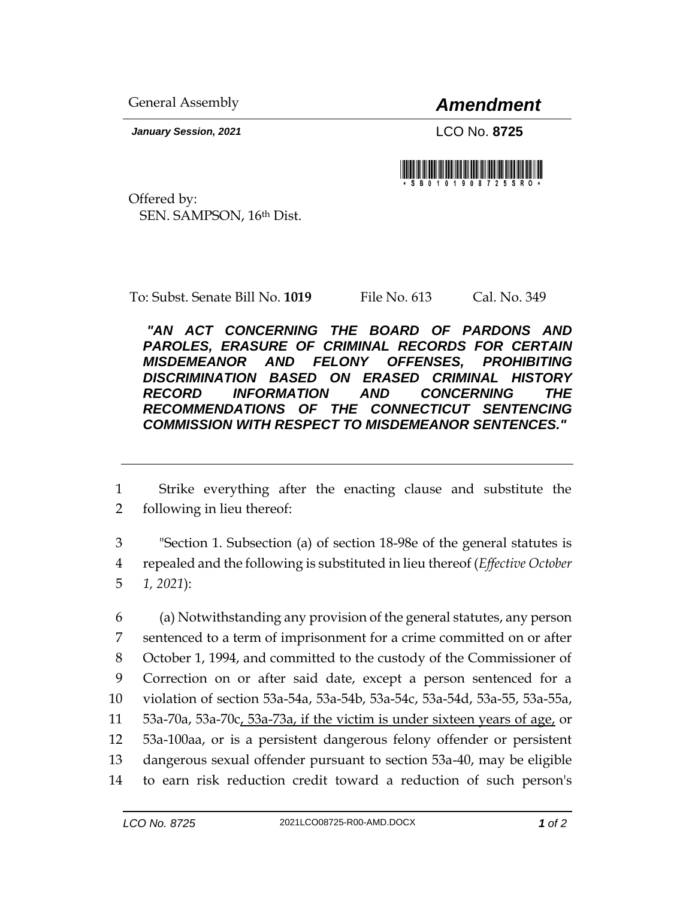General Assembly

# *Amendment*

***January Session, 2021***

LCO No. **8725**

Offered by:
SEN. SAMPSON, 16th Dist.

To: Subst. Senate Bill No. **1019** File No. 613 Cal. No. 349

***"AN ACT CONCERNING THE BOARD OF PARDONS AND PAROLES, ERASURE OF CRIMINAL RECORDS FOR CERTAIN MISDEMEANOR AND FELONY OFFENSES, PROHIBITING DISCRIMINATION BASED ON ERASED CRIMINAL HISTORY RECORD INFORMATION AND CONCERNING THE RECOMMENDATIONS OF THE CONNECTICUT SENTENCING COMMISSION WITH RESPECT TO MISDEMEANOR SENTENCES."***

---

1 Strike everything after the enacting clause and substitute the
2 following in lieu thereof:

3 "Section 1. Subsection (a) of section 18-98e of the general statutes is
4 repealed and the following is substituted in lieu thereof (*Effective October*
5 *1, 2021*):

6 (a) Notwithstanding any provision of the general statutes, any person
7 sentenced to a term of imprisonment for a crime committed on or after
8 October 1, 1994, and committed to the custody of the Commissioner of
9 Correction on or after said date, except a person sentenced for a
10 violation of section 53a-54a, 53a-54b, 53a-54c, 53a-54d, 53a-55, 53a-55a,
11 53a-70a, 53a-70c<u>, 53a-73a, if the victim is under sixteen years of age,</u> or
12 53a-100aa, or is a persistent dangerous felony offender or persistent
13 dangerous sexual offender pursuant to section 53a-40, may be eligible
14 to earn risk reduction credit toward a reduction of such person's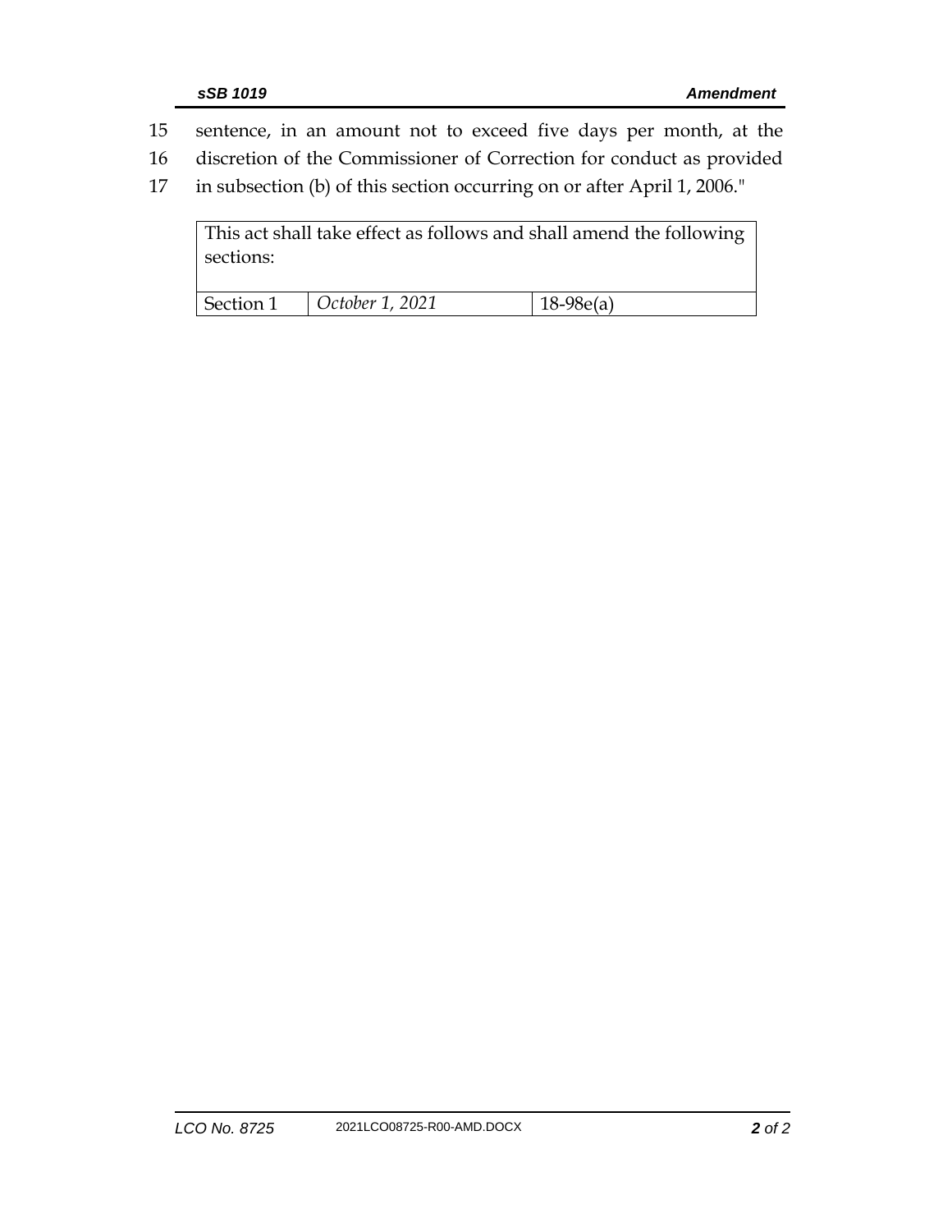15 sentence, in an amount not to exceed five days per month, at the
16 discretion of the Commissioner of Correction for conduct as provided
17 in subsection (b) of this section occurring on or after April 1, 2006."

| This act shall take effect as follows and shall amend the following sections: | | |
|---|---|---|
| Section 1 | *October 1, 2021* | 18-98e(a) |